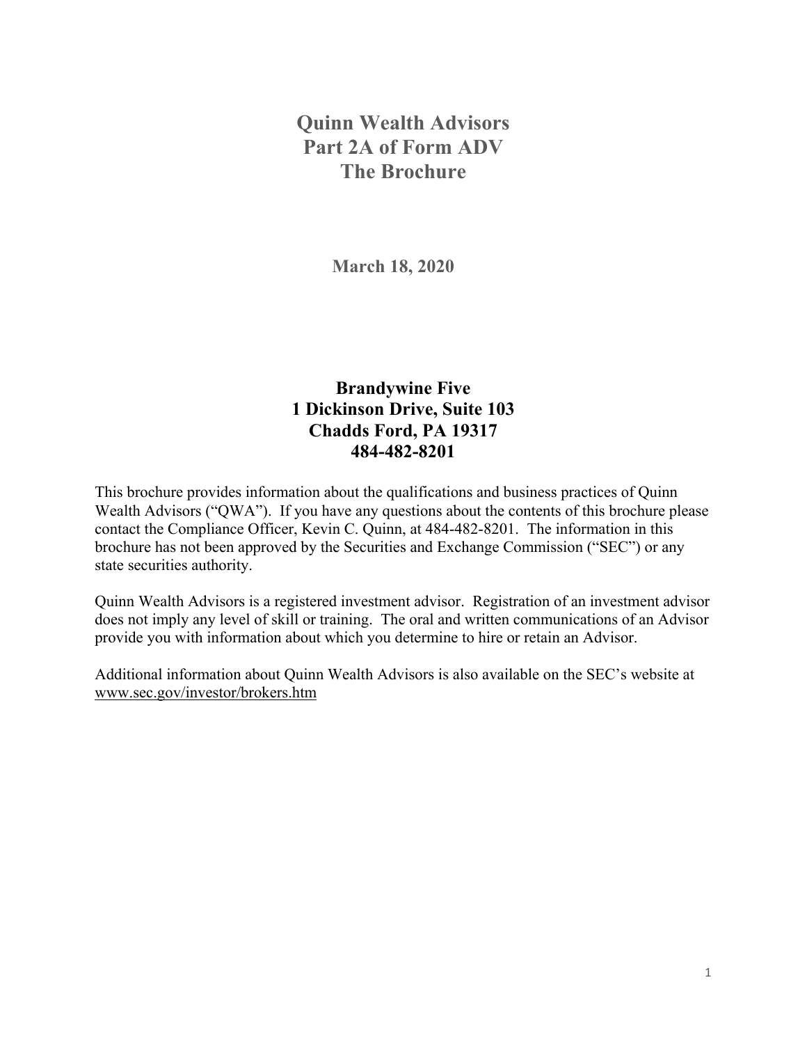# Quinn Wealth Advisors
# Part 2A of Form ADV
# The Brochure

**March 18, 2020**

**Brandywine Five**
**1 Dickinson Drive, Suite 103**
**Chadds Ford, PA 19317**
**484-482-8201**

This brochure provides information about the qualifications and business practices of Quinn Wealth Advisors ("QWA"). If you have any questions about the contents of this brochure please contact the Compliance Officer, Kevin C. Quinn, at 484-482-8201. The information in this brochure has not been approved by the Securities and Exchange Commission ("SEC") or any state securities authority.

Quinn Wealth Advisors is a registered investment advisor. Registration of an investment advisor does not imply any level of skill or training. The oral and written communications of an Advisor provide you with information about which you determine to hire or retain an Advisor.

Additional information about Quinn Wealth Advisors is also available on the SEC's website at www.sec.gov/investor/brokers.htm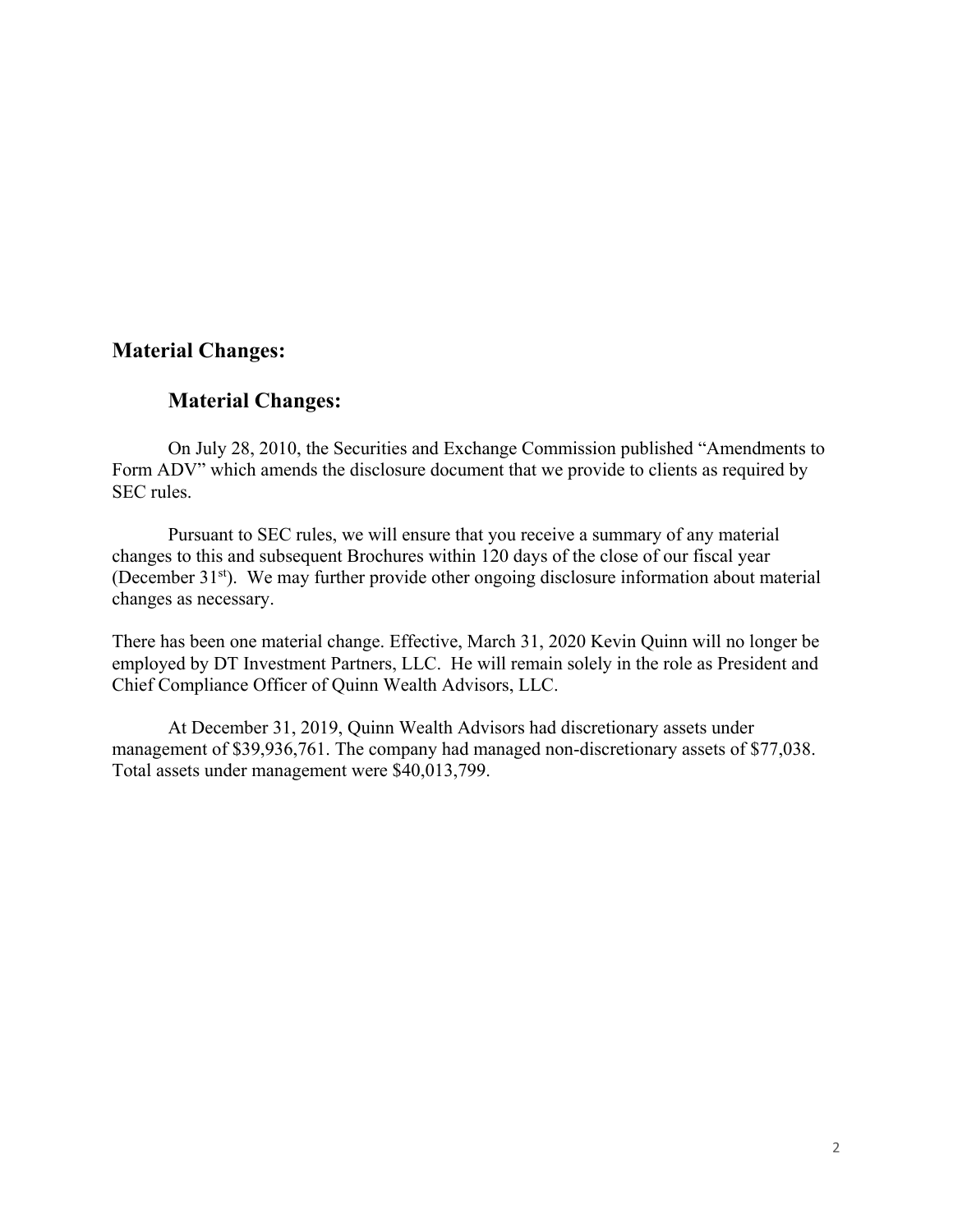## Material Changes:

### Material Changes:

On July 28, 2010, the Securities and Exchange Commission published "Amendments to Form ADV" which amends the disclosure document that we provide to clients as required by SEC rules.

Pursuant to SEC rules, we will ensure that you receive a summary of any material changes to this and subsequent Brochures within 120 days of the close of our fiscal year (December 31st). We may further provide other ongoing disclosure information about material changes as necessary.

There has been one material change. Effective, March 31, 2020 Kevin Quinn will no longer be employed by DT Investment Partners, LLC. He will remain solely in the role as President and Chief Compliance Officer of Quinn Wealth Advisors, LLC.

At December 31, 2019, Quinn Wealth Advisors had discretionary assets under management of $39,936,761. The company had managed non-discretionary assets of $77,038. Total assets under management were $40,013,799.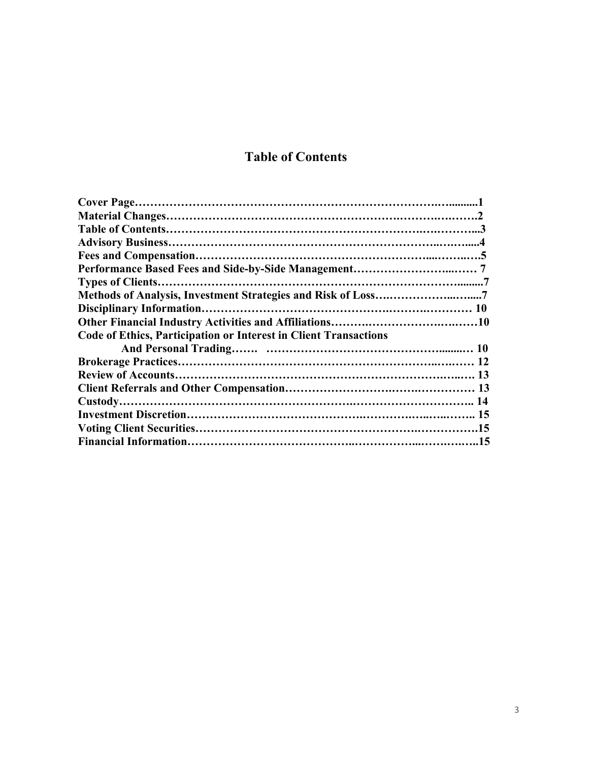# Table of Contents

| | |
|---|---|
| **Cover Page** | **1** |
| **Material Changes** | **2** |
| **Table of Contents** | **3** |
| **Advisory Business** | **4** |
| **Fees and Compensation** | **5** |
| **Performance Based Fees and Side-by-Side Management** | **7** |
| **Types of Clients** | **7** |
| **Methods of Analysis, Investment Strategies and Risk of Loss** | **7** |
| **Disciplinary Information** | **10** |
| **Other Financial Industry Activities and Affiliations** | **10** |
| **Code of Ethics, Participation or Interest in Client Transactions And Personal Trading** | **10** |
| **Brokerage Practices** | **12** |
| **Review of Accounts** | **13** |
| **Client Referrals and Other Compensation** | **13** |
| **Custody** | **14** |
| **Investment Discretion** | **15** |
| **Voting Client Securities** | **15** |
| **Financial Information** | **15** |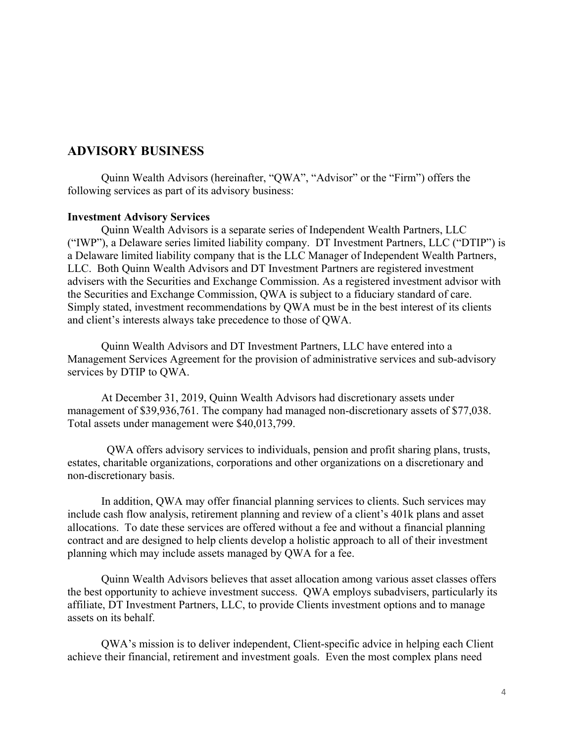## ADVISORY BUSINESS

Quinn Wealth Advisors (hereinafter, "QWA", "Advisor" or the "Firm") offers the following services as part of its advisory business:

**Investment Advisory Services**

Quinn Wealth Advisors is a separate series of Independent Wealth Partners, LLC ("IWP"), a Delaware series limited liability company. DT Investment Partners, LLC ("DTIP") is a Delaware limited liability company that is the LLC Manager of Independent Wealth Partners, LLC. Both Quinn Wealth Advisors and DT Investment Partners are registered investment advisers with the Securities and Exchange Commission. As a registered investment advisor with the Securities and Exchange Commission, QWA is subject to a fiduciary standard of care. Simply stated, investment recommendations by QWA must be in the best interest of its clients and client's interests always take precedence to those of QWA.

Quinn Wealth Advisors and DT Investment Partners, LLC have entered into a Management Services Agreement for the provision of administrative services and sub-advisory services by DTIP to QWA.

At December 31, 2019, Quinn Wealth Advisors had discretionary assets under management of $39,936,761. The company had managed non-discretionary assets of $77,038. Total assets under management were $40,013,799.

QWA offers advisory services to individuals, pension and profit sharing plans, trusts, estates, charitable organizations, corporations and other organizations on a discretionary and non-discretionary basis.

In addition, QWA may offer financial planning services to clients. Such services may include cash flow analysis, retirement planning and review of a client's 401k plans and asset allocations. To date these services are offered without a fee and without a financial planning contract and are designed to help clients develop a holistic approach to all of their investment planning which may include assets managed by QWA for a fee.

Quinn Wealth Advisors believes that asset allocation among various asset classes offers the best opportunity to achieve investment success. QWA employs subadvisers, particularly its affiliate, DT Investment Partners, LLC, to provide Clients investment options and to manage assets on its behalf.

QWA's mission is to deliver independent, Client-specific advice in helping each Client achieve their financial, retirement and investment goals. Even the most complex plans need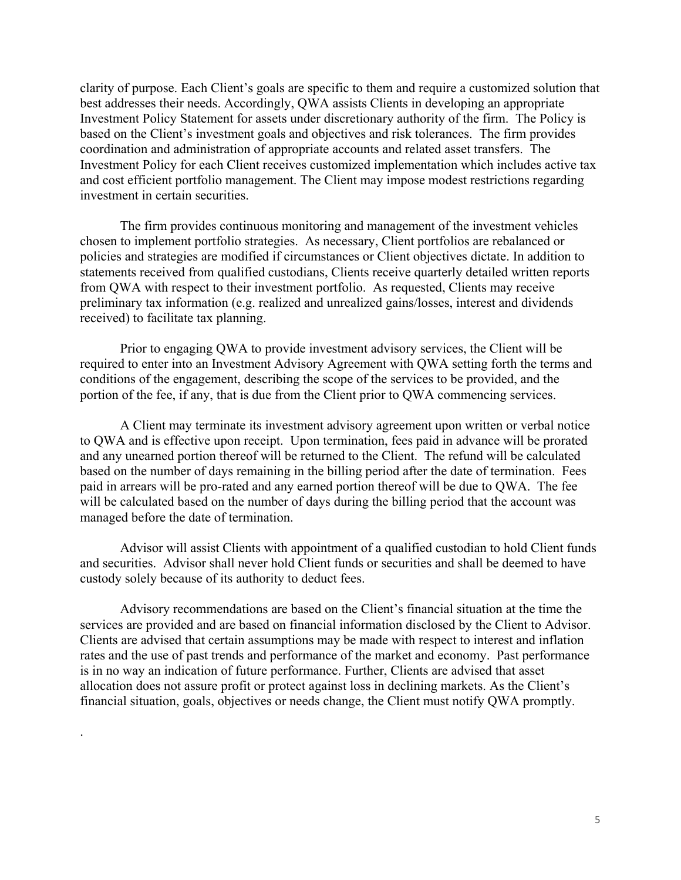clarity of purpose. Each Client's goals are specific to them and require a customized solution that best addresses their needs. Accordingly, QWA assists Clients in developing an appropriate Investment Policy Statement for assets under discretionary authority of the firm. The Policy is based on the Client's investment goals and objectives and risk tolerances. The firm provides coordination and administration of appropriate accounts and related asset transfers. The Investment Policy for each Client receives customized implementation which includes active tax and cost efficient portfolio management. The Client may impose modest restrictions regarding investment in certain securities.

The firm provides continuous monitoring and management of the investment vehicles chosen to implement portfolio strategies. As necessary, Client portfolios are rebalanced or policies and strategies are modified if circumstances or Client objectives dictate. In addition to statements received from qualified custodians, Clients receive quarterly detailed written reports from QWA with respect to their investment portfolio. As requested, Clients may receive preliminary tax information (e.g. realized and unrealized gains/losses, interest and dividends received) to facilitate tax planning.

Prior to engaging QWA to provide investment advisory services, the Client will be required to enter into an Investment Advisory Agreement with QWA setting forth the terms and conditions of the engagement, describing the scope of the services to be provided, and the portion of the fee, if any, that is due from the Client prior to QWA commencing services.

A Client may terminate its investment advisory agreement upon written or verbal notice to QWA and is effective upon receipt. Upon termination, fees paid in advance will be prorated and any unearned portion thereof will be returned to the Client. The refund will be calculated based on the number of days remaining in the billing period after the date of termination. Fees paid in arrears will be pro-rated and any earned portion thereof will be due to QWA. The fee will be calculated based on the number of days during the billing period that the account was managed before the date of termination.

Advisor will assist Clients with appointment of a qualified custodian to hold Client funds and securities. Advisor shall never hold Client funds or securities and shall be deemed to have custody solely because of its authority to deduct fees.

Advisory recommendations are based on the Client's financial situation at the time the services are provided and are based on financial information disclosed by the Client to Advisor. Clients are advised that certain assumptions may be made with respect to interest and inflation rates and the use of past trends and performance of the market and economy. Past performance is in no way an indication of future performance. Further, Clients are advised that asset allocation does not assure profit or protect against loss in declining markets. As the Client's financial situation, goals, objectives or needs change, the Client must notify QWA promptly.

.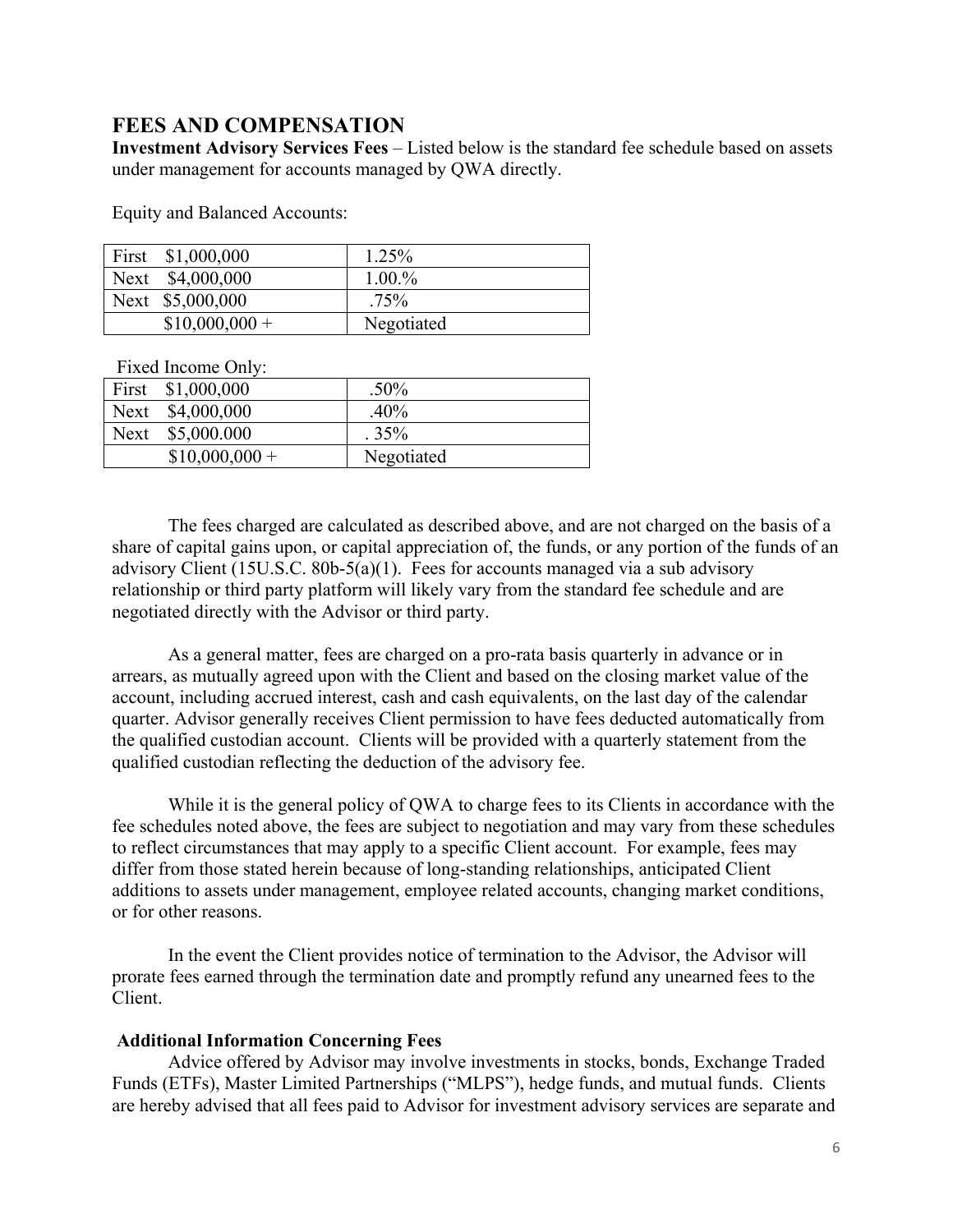## FEES AND COMPENSATION

**Investment Advisory Services Fees** – Listed below is the standard fee schedule based on assets under management for accounts managed by QWA directly.

Equity and Balanced Accounts:

| | |
|---|---|
| First $1,000,000 | 1.25% |
| Next $4,000,000 | 1.00.% |
| Next $5,000,000 | .75% |
| $10,000,000 + | Negotiated |

Fixed Income Only:

| | |
|---|---|
| First $1,000,000 | .50% |
| Next $4,000,000 | .40% |
| Next $5,000.000 | . 35% |
| $10,000,000 + | Negotiated |

The fees charged are calculated as described above, and are not charged on the basis of a share of capital gains upon, or capital appreciation of, the funds, or any portion of the funds of an advisory Client (15U.S.C. 80b-5(a)(1). Fees for accounts managed via a sub advisory relationship or third party platform will likely vary from the standard fee schedule and are negotiated directly with the Advisor or third party.

As a general matter, fees are charged on a pro-rata basis quarterly in advance or in arrears, as mutually agreed upon with the Client and based on the closing market value of the account, including accrued interest, cash and cash equivalents, on the last day of the calendar quarter. Advisor generally receives Client permission to have fees deducted automatically from the qualified custodian account. Clients will be provided with a quarterly statement from the qualified custodian reflecting the deduction of the advisory fee.

While it is the general policy of QWA to charge fees to its Clients in accordance with the fee schedules noted above, the fees are subject to negotiation and may vary from these schedules to reflect circumstances that may apply to a specific Client account. For example, fees may differ from those stated herein because of long-standing relationships, anticipated Client additions to assets under management, employee related accounts, changing market conditions, or for other reasons.

In the event the Client provides notice of termination to the Advisor, the Advisor will prorate fees earned through the termination date and promptly refund any unearned fees to the Client.

**Additional Information Concerning Fees**

Advice offered by Advisor may involve investments in stocks, bonds, Exchange Traded Funds (ETFs), Master Limited Partnerships ("MLPS"), hedge funds, and mutual funds. Clients are hereby advised that all fees paid to Advisor for investment advisory services are separate and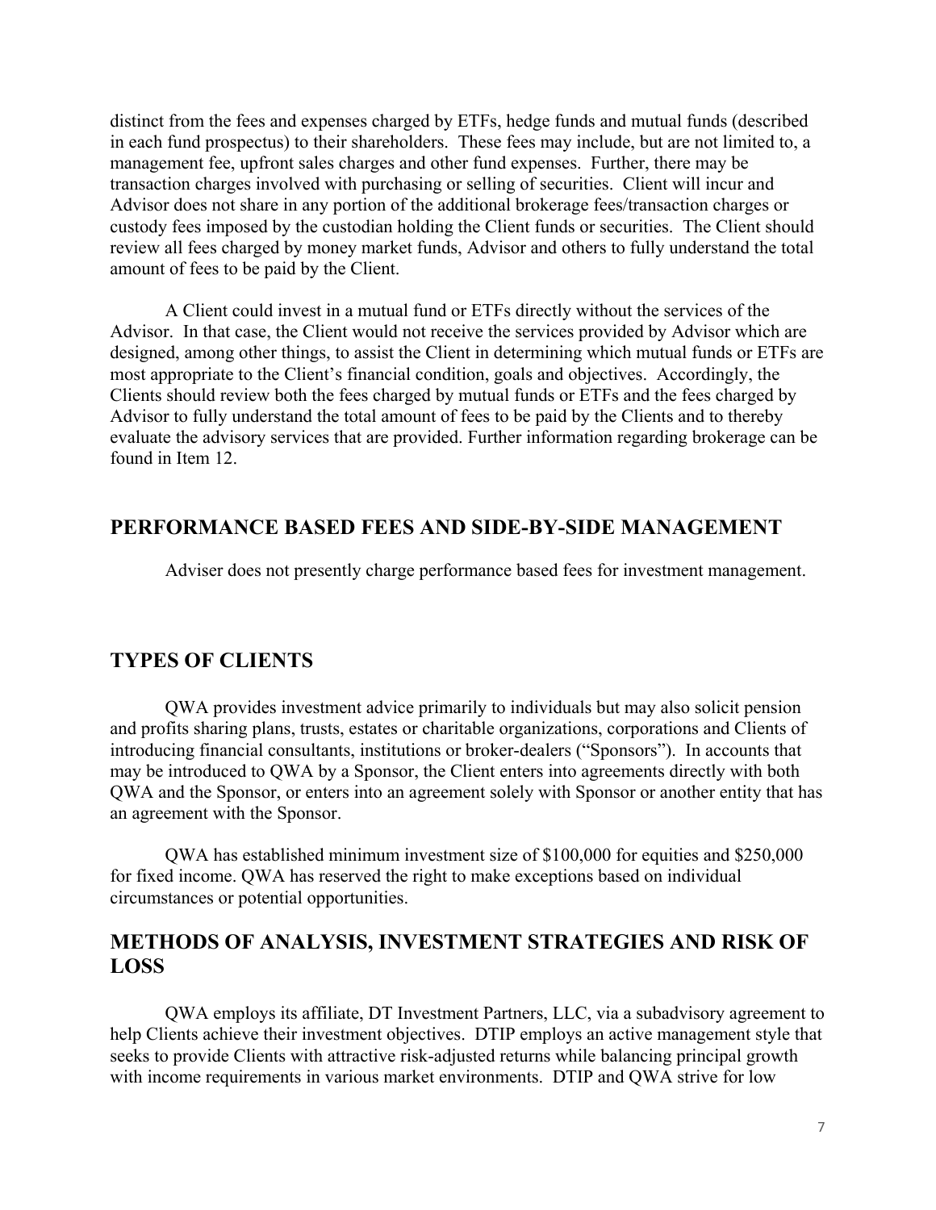distinct from the fees and expenses charged by ETFs, hedge funds and mutual funds (described in each fund prospectus) to their shareholders. These fees may include, but are not limited to, a management fee, upfront sales charges and other fund expenses. Further, there may be transaction charges involved with purchasing or selling of securities. Client will incur and Advisor does not share in any portion of the additional brokerage fees/transaction charges or custody fees imposed by the custodian holding the Client funds or securities. The Client should review all fees charged by money market funds, Advisor and others to fully understand the total amount of fees to be paid by the Client.

A Client could invest in a mutual fund or ETFs directly without the services of the Advisor. In that case, the Client would not receive the services provided by Advisor which are designed, among other things, to assist the Client in determining which mutual funds or ETFs are most appropriate to the Client's financial condition, goals and objectives. Accordingly, the Clients should review both the fees charged by mutual funds or ETFs and the fees charged by Advisor to fully understand the total amount of fees to be paid by the Clients and to thereby evaluate the advisory services that are provided. Further information regarding brokerage can be found in Item 12.

## PERFORMANCE BASED FEES AND SIDE-BY-SIDE MANAGEMENT

Adviser does not presently charge performance based fees for investment management.

## TYPES OF CLIENTS

QWA provides investment advice primarily to individuals but may also solicit pension and profits sharing plans, trusts, estates or charitable organizations, corporations and Clients of introducing financial consultants, institutions or broker-dealers ("Sponsors"). In accounts that may be introduced to QWA by a Sponsor, the Client enters into agreements directly with both QWA and the Sponsor, or enters into an agreement solely with Sponsor or another entity that has an agreement with the Sponsor.

QWA has established minimum investment size of $100,000 for equities and $250,000 for fixed income. QWA has reserved the right to make exceptions based on individual circumstances or potential opportunities.

## METHODS OF ANALYSIS, INVESTMENT STRATEGIES AND RISK OF LOSS

QWA employs its affiliate, DT Investment Partners, LLC, via a subadvisory agreement to help Clients achieve their investment objectives. DTIP employs an active management style that seeks to provide Clients with attractive risk-adjusted returns while balancing principal growth with income requirements in various market environments. DTIP and QWA strive for low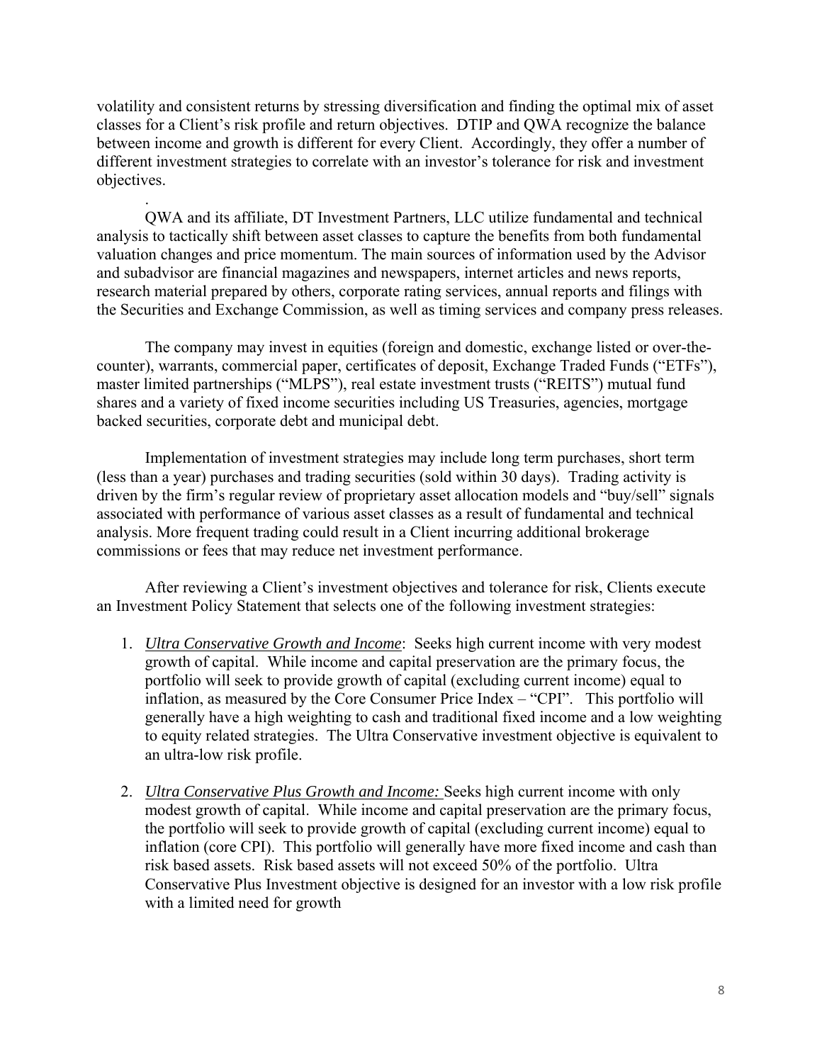volatility and consistent returns by stressing diversification and finding the optimal mix of asset classes for a Client's risk profile and return objectives. DTIP and QWA recognize the balance between income and growth is different for every Client. Accordingly, they offer a number of different investment strategies to correlate with an investor's tolerance for risk and investment objectives.

.

QWA and its affiliate, DT Investment Partners, LLC utilize fundamental and technical analysis to tactically shift between asset classes to capture the benefits from both fundamental valuation changes and price momentum. The main sources of information used by the Advisor and subadvisor are financial magazines and newspapers, internet articles and news reports, research material prepared by others, corporate rating services, annual reports and filings with the Securities and Exchange Commission, as well as timing services and company press releases.

The company may invest in equities (foreign and domestic, exchange listed or over-the-counter), warrants, commercial paper, certificates of deposit, Exchange Traded Funds ("ETFs"), master limited partnerships ("MLPS"), real estate investment trusts ("REITS") mutual fund shares and a variety of fixed income securities including US Treasuries, agencies, mortgage backed securities, corporate debt and municipal debt.

Implementation of investment strategies may include long term purchases, short term (less than a year) purchases and trading securities (sold within 30 days). Trading activity is driven by the firm's regular review of proprietary asset allocation models and "buy/sell" signals associated with performance of various asset classes as a result of fundamental and technical analysis. More frequent trading could result in a Client incurring additional brokerage commissions or fees that may reduce net investment performance.

After reviewing a Client's investment objectives and tolerance for risk, Clients execute an Investment Policy Statement that selects one of the following investment strategies:

1. *Ultra Conservative Growth and Income*: Seeks high current income with very modest growth of capital. While income and capital preservation are the primary focus, the portfolio will seek to provide growth of capital (excluding current income) equal to inflation, as measured by the Core Consumer Price Index – "CPI". This portfolio will generally have a high weighting to cash and traditional fixed income and a low weighting to equity related strategies. The Ultra Conservative investment objective is equivalent to an ultra-low risk profile.

2. *Ultra Conservative Plus Growth and Income:* Seeks high current income with only modest growth of capital. While income and capital preservation are the primary focus, the portfolio will seek to provide growth of capital (excluding current income) equal to inflation (core CPI). This portfolio will generally have more fixed income and cash than risk based assets. Risk based assets will not exceed 50% of the portfolio. Ultra Conservative Plus Investment objective is designed for an investor with a low risk profile with a limited need for growth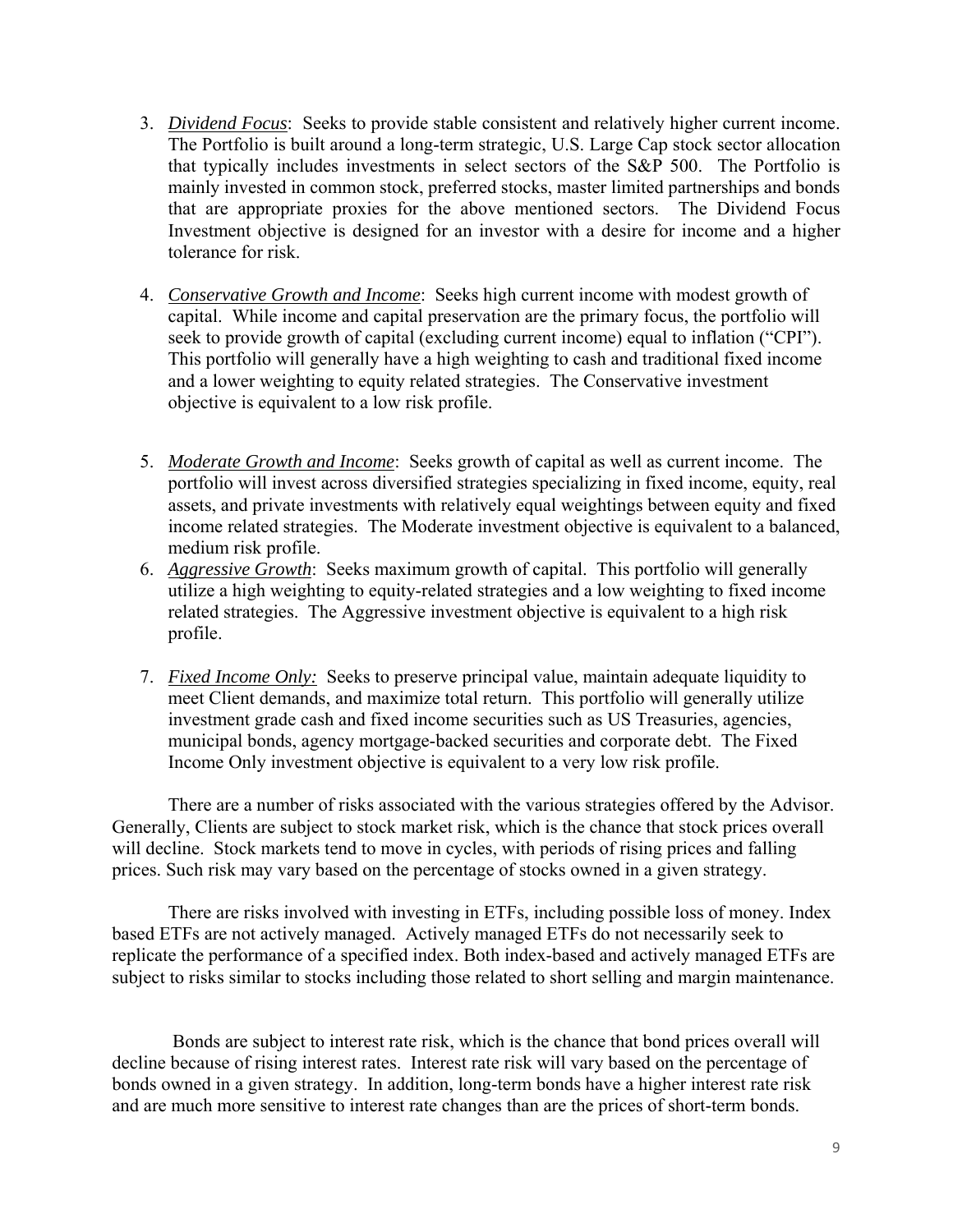3. *Dividend Focus*: Seeks to provide stable consistent and relatively higher current income. The Portfolio is built around a long-term strategic, U.S. Large Cap stock sector allocation that typically includes investments in select sectors of the S&P 500. The Portfolio is mainly invested in common stock, preferred stocks, master limited partnerships and bonds that are appropriate proxies for the above mentioned sectors. The Dividend Focus Investment objective is designed for an investor with a desire for income and a higher tolerance for risk.

4. *Conservative Growth and Income*: Seeks high current income with modest growth of capital. While income and capital preservation are the primary focus, the portfolio will seek to provide growth of capital (excluding current income) equal to inflation ("CPI"). This portfolio will generally have a high weighting to cash and traditional fixed income and a lower weighting to equity related strategies. The Conservative investment objective is equivalent to a low risk profile.

5. *Moderate Growth and Income*: Seeks growth of capital as well as current income. The portfolio will invest across diversified strategies specializing in fixed income, equity, real assets, and private investments with relatively equal weightings between equity and fixed income related strategies. The Moderate investment objective is equivalent to a balanced, medium risk profile.

6. *Aggressive Growth*: Seeks maximum growth of capital. This portfolio will generally utilize a high weighting to equity-related strategies and a low weighting to fixed income related strategies. The Aggressive investment objective is equivalent to a high risk profile.

7. *Fixed Income Only:* Seeks to preserve principal value, maintain adequate liquidity to meet Client demands, and maximize total return. This portfolio will generally utilize investment grade cash and fixed income securities such as US Treasuries, agencies, municipal bonds, agency mortgage-backed securities and corporate debt. The Fixed Income Only investment objective is equivalent to a very low risk profile.

There are a number of risks associated with the various strategies offered by the Advisor. Generally, Clients are subject to stock market risk, which is the chance that stock prices overall will decline. Stock markets tend to move in cycles, with periods of rising prices and falling prices. Such risk may vary based on the percentage of stocks owned in a given strategy.

There are risks involved with investing in ETFs, including possible loss of money. Index based ETFs are not actively managed. Actively managed ETFs do not necessarily seek to replicate the performance of a specified index. Both index-based and actively managed ETFs are subject to risks similar to stocks including those related to short selling and margin maintenance.

Bonds are subject to interest rate risk, which is the chance that bond prices overall will decline because of rising interest rates. Interest rate risk will vary based on the percentage of bonds owned in a given strategy. In addition, long-term bonds have a higher interest rate risk and are much more sensitive to interest rate changes than are the prices of short-term bonds.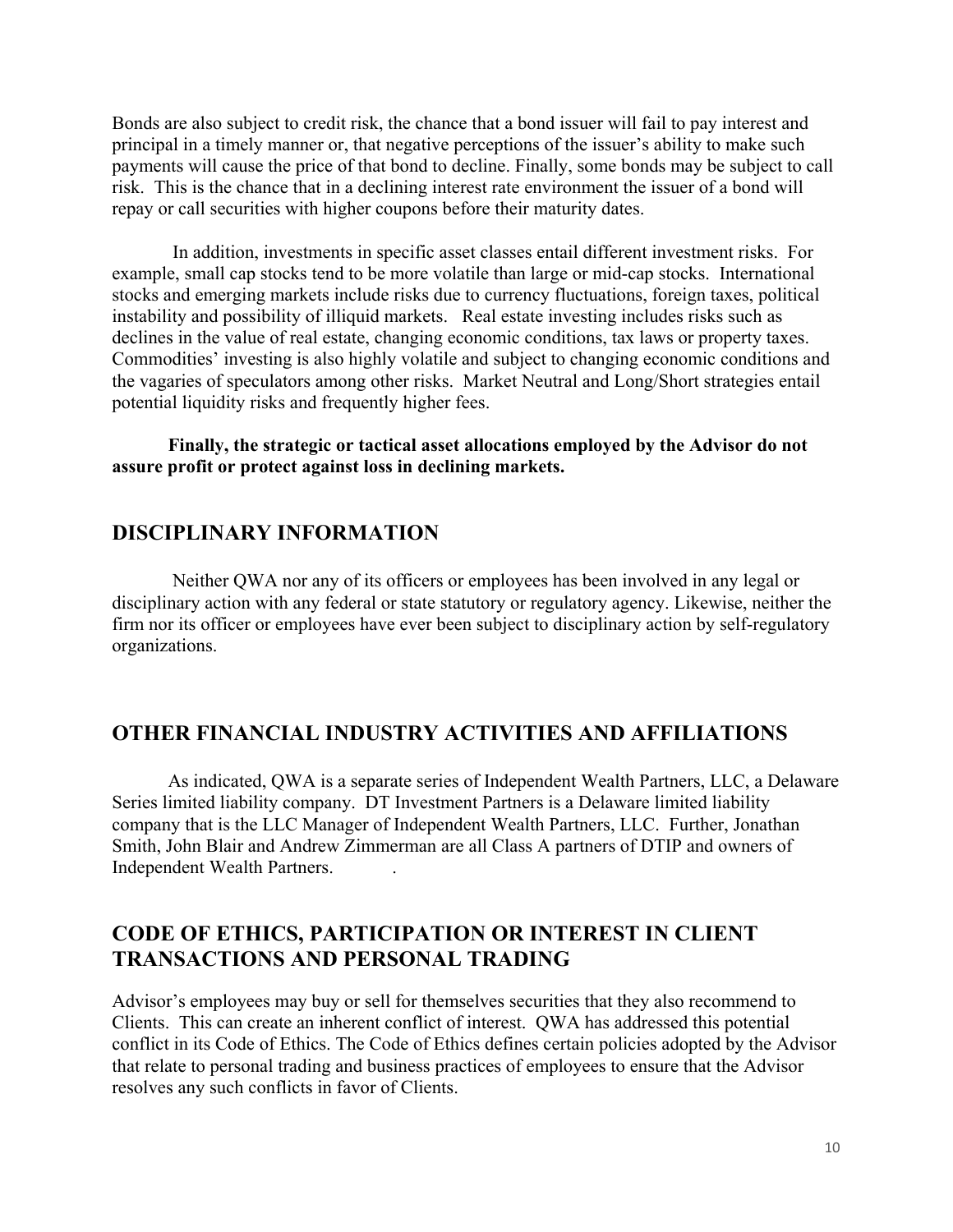Bonds are also subject to credit risk, the chance that a bond issuer will fail to pay interest and principal in a timely manner or, that negative perceptions of the issuer's ability to make such payments will cause the price of that bond to decline. Finally, some bonds may be subject to call risk. This is the chance that in a declining interest rate environment the issuer of a bond will repay or call securities with higher coupons before their maturity dates.

In addition, investments in specific asset classes entail different investment risks. For example, small cap stocks tend to be more volatile than large or mid-cap stocks. International stocks and emerging markets include risks due to currency fluctuations, foreign taxes, political instability and possibility of illiquid markets. Real estate investing includes risks such as declines in the value of real estate, changing economic conditions, tax laws or property taxes. Commodities' investing is also highly volatile and subject to changing economic conditions and the vagaries of speculators among other risks. Market Neutral and Long/Short strategies entail potential liquidity risks and frequently higher fees.

**Finally, the strategic or tactical asset allocations employed by the Advisor do not assure profit or protect against loss in declining markets.**

## DISCIPLINARY INFORMATION

Neither QWA nor any of its officers or employees has been involved in any legal or disciplinary action with any federal or state statutory or regulatory agency. Likewise, neither the firm nor its officer or employees have ever been subject to disciplinary action by self-regulatory organizations.

## OTHER FINANCIAL INDUSTRY ACTIVITIES AND AFFILIATIONS

As indicated, QWA is a separate series of Independent Wealth Partners, LLC, a Delaware Series limited liability company. DT Investment Partners is a Delaware limited liability company that is the LLC Manager of Independent Wealth Partners, LLC. Further, Jonathan Smith, John Blair and Andrew Zimmerman are all Class A partners of DTIP and owners of Independent Wealth Partners. .

## CODE OF ETHICS, PARTICIPATION OR INTEREST IN CLIENT TRANSACTIONS AND PERSONAL TRADING

Advisor's employees may buy or sell for themselves securities that they also recommend to Clients. This can create an inherent conflict of interest. QWA has addressed this potential conflict in its Code of Ethics. The Code of Ethics defines certain policies adopted by the Advisor that relate to personal trading and business practices of employees to ensure that the Advisor resolves any such conflicts in favor of Clients.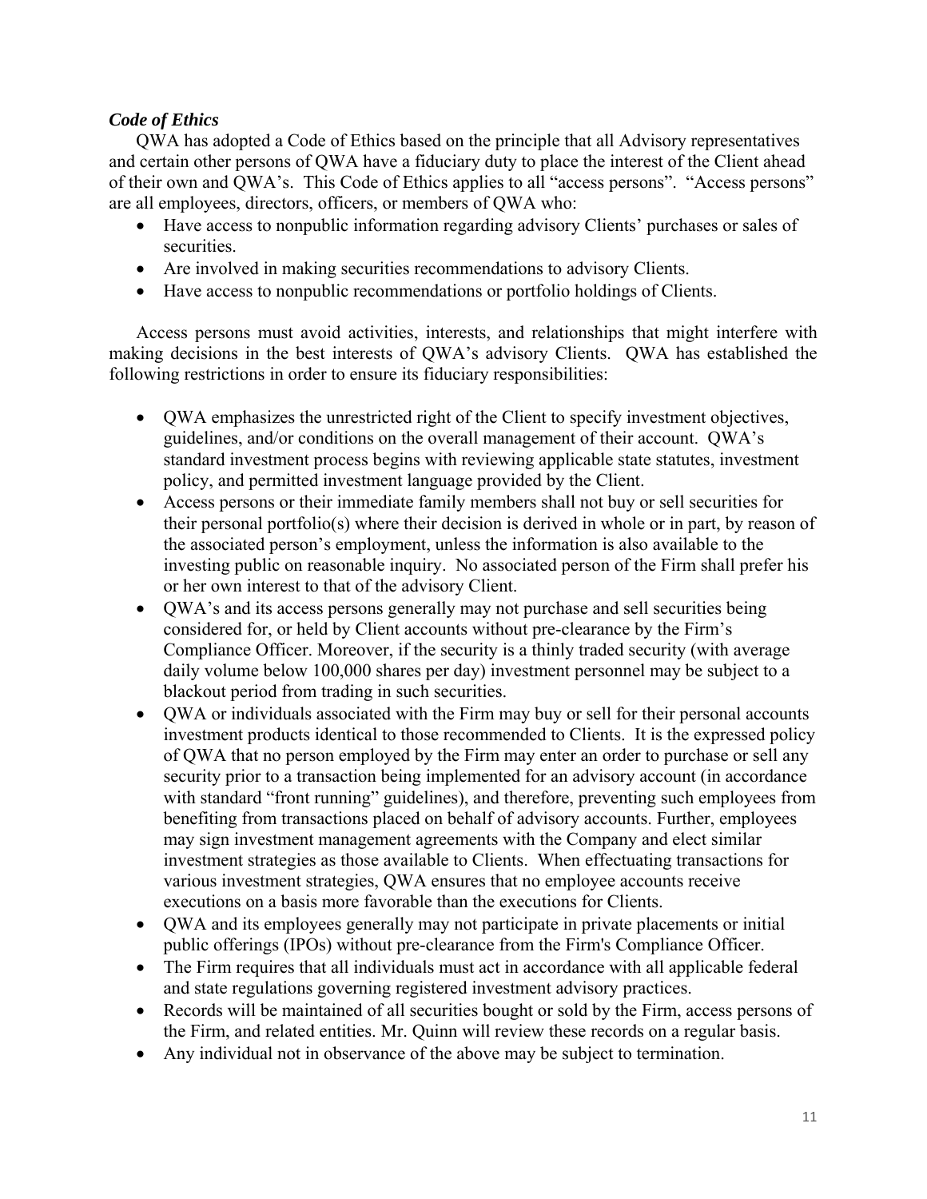### *Code of Ethics*

QWA has adopted a Code of Ethics based on the principle that all Advisory representatives and certain other persons of QWA have a fiduciary duty to place the interest of the Client ahead of their own and QWA's. This Code of Ethics applies to all "access persons". "Access persons" are all employees, directors, officers, or members of QWA who:

- Have access to nonpublic information regarding advisory Clients' purchases or sales of securities.
- Are involved in making securities recommendations to advisory Clients.
- Have access to nonpublic recommendations or portfolio holdings of Clients.

Access persons must avoid activities, interests, and relationships that might interfere with making decisions in the best interests of QWA's advisory Clients. QWA has established the following restrictions in order to ensure its fiduciary responsibilities:

- QWA emphasizes the unrestricted right of the Client to specify investment objectives, guidelines, and/or conditions on the overall management of their account. QWA's standard investment process begins with reviewing applicable state statutes, investment policy, and permitted investment language provided by the Client.
- Access persons or their immediate family members shall not buy or sell securities for their personal portfolio(s) where their decision is derived in whole or in part, by reason of the associated person's employment, unless the information is also available to the investing public on reasonable inquiry. No associated person of the Firm shall prefer his or her own interest to that of the advisory Client.
- QWA's and its access persons generally may not purchase and sell securities being considered for, or held by Client accounts without pre-clearance by the Firm's Compliance Officer. Moreover, if the security is a thinly traded security (with average daily volume below 100,000 shares per day) investment personnel may be subject to a blackout period from trading in such securities.
- QWA or individuals associated with the Firm may buy or sell for their personal accounts investment products identical to those recommended to Clients. It is the expressed policy of QWA that no person employed by the Firm may enter an order to purchase or sell any security prior to a transaction being implemented for an advisory account (in accordance with standard "front running" guidelines), and therefore, preventing such employees from benefiting from transactions placed on behalf of advisory accounts. Further, employees may sign investment management agreements with the Company and elect similar investment strategies as those available to Clients. When effectuating transactions for various investment strategies, QWA ensures that no employee accounts receive executions on a basis more favorable than the executions for Clients.
- QWA and its employees generally may not participate in private placements or initial public offerings (IPOs) without pre-clearance from the Firm's Compliance Officer.
- The Firm requires that all individuals must act in accordance with all applicable federal and state regulations governing registered investment advisory practices.
- Records will be maintained of all securities bought or sold by the Firm, access persons of the Firm, and related entities. Mr. Quinn will review these records on a regular basis.
- Any individual not in observance of the above may be subject to termination.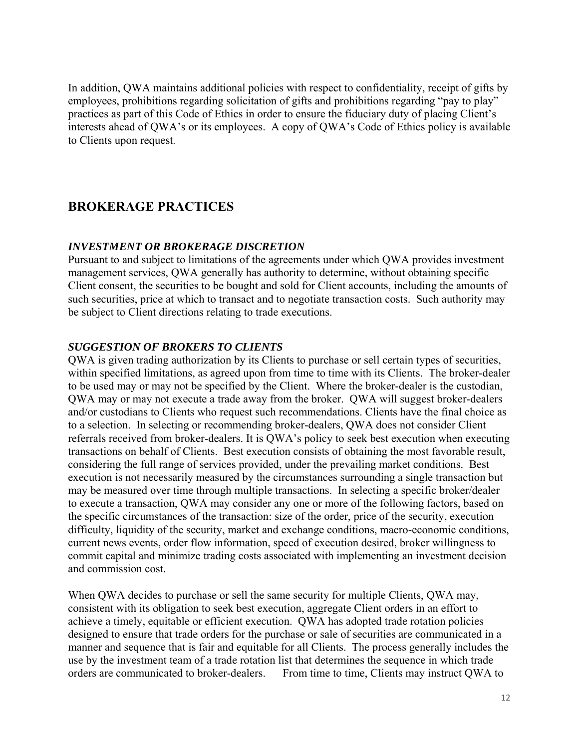In addition, QWA maintains additional policies with respect to confidentiality, receipt of gifts by employees, prohibitions regarding solicitation of gifts and prohibitions regarding "pay to play" practices as part of this Code of Ethics in order to ensure the fiduciary duty of placing Client's interests ahead of QWA's or its employees. A copy of QWA's Code of Ethics policy is available to Clients upon request.

## BROKERAGE PRACTICES

### *INVESTMENT OR BROKERAGE DISCRETION*

Pursuant to and subject to limitations of the agreements under which QWA provides investment management services, QWA generally has authority to determine, without obtaining specific Client consent, the securities to be bought and sold for Client accounts, including the amounts of such securities, price at which to transact and to negotiate transaction costs. Such authority may be subject to Client directions relating to trade executions.

### *SUGGESTION OF BROKERS TO CLIENTS*

QWA is given trading authorization by its Clients to purchase or sell certain types of securities, within specified limitations, as agreed upon from time to time with its Clients. The broker-dealer to be used may or may not be specified by the Client. Where the broker-dealer is the custodian, QWA may or may not execute a trade away from the broker. QWA will suggest broker-dealers and/or custodians to Clients who request such recommendations. Clients have the final choice as to a selection. In selecting or recommending broker-dealers, QWA does not consider Client referrals received from broker-dealers. It is QWA's policy to seek best execution when executing transactions on behalf of Clients. Best execution consists of obtaining the most favorable result, considering the full range of services provided, under the prevailing market conditions. Best execution is not necessarily measured by the circumstances surrounding a single transaction but may be measured over time through multiple transactions. In selecting a specific broker/dealer to execute a transaction, QWA may consider any one or more of the following factors, based on the specific circumstances of the transaction: size of the order, price of the security, execution difficulty, liquidity of the security, market and exchange conditions, macro-economic conditions, current news events, order flow information, speed of execution desired, broker willingness to commit capital and minimize trading costs associated with implementing an investment decision and commission cost.

When QWA decides to purchase or sell the same security for multiple Clients, QWA may, consistent with its obligation to seek best execution, aggregate Client orders in an effort to achieve a timely, equitable or efficient execution. QWA has adopted trade rotation policies designed to ensure that trade orders for the purchase or sale of securities are communicated in a manner and sequence that is fair and equitable for all Clients. The process generally includes the use by the investment team of a trade rotation list that determines the sequence in which trade orders are communicated to broker-dealers. From time to time, Clients may instruct QWA to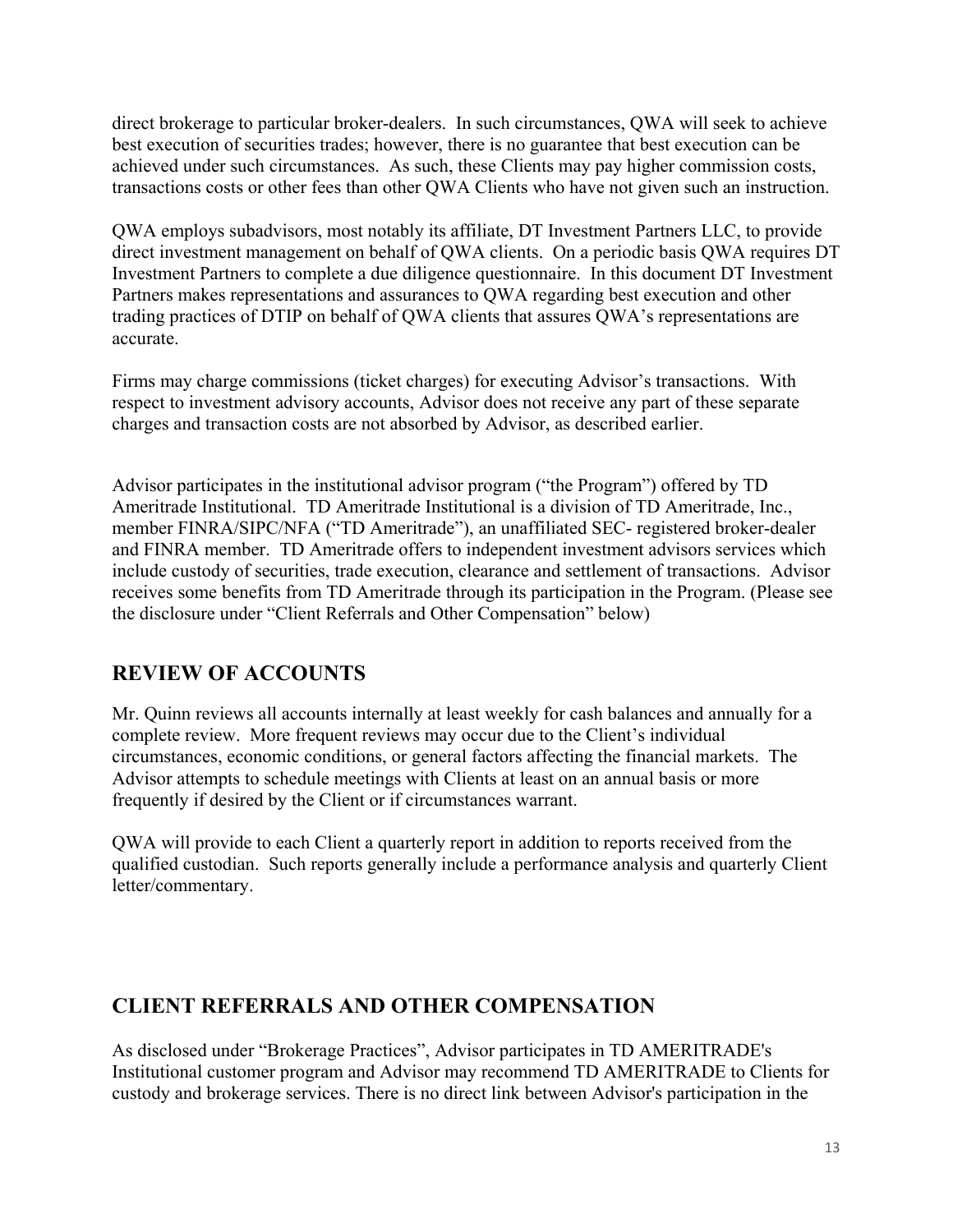direct brokerage to particular broker-dealers. In such circumstances, QWA will seek to achieve best execution of securities trades; however, there is no guarantee that best execution can be achieved under such circumstances. As such, these Clients may pay higher commission costs, transactions costs or other fees than other QWA Clients who have not given such an instruction.

QWA employs subadvisors, most notably its affiliate, DT Investment Partners LLC, to provide direct investment management on behalf of QWA clients. On a periodic basis QWA requires DT Investment Partners to complete a due diligence questionnaire. In this document DT Investment Partners makes representations and assurances to QWA regarding best execution and other trading practices of DTIP on behalf of QWA clients that assures QWA's representations are accurate.

Firms may charge commissions (ticket charges) for executing Advisor's transactions. With respect to investment advisory accounts, Advisor does not receive any part of these separate charges and transaction costs are not absorbed by Advisor, as described earlier.

Advisor participates in the institutional advisor program ("the Program") offered by TD Ameritrade Institutional. TD Ameritrade Institutional is a division of TD Ameritrade, Inc., member FINRA/SIPC/NFA ("TD Ameritrade"), an unaffiliated SEC- registered broker-dealer and FINRA member. TD Ameritrade offers to independent investment advisors services which include custody of securities, trade execution, clearance and settlement of transactions. Advisor receives some benefits from TD Ameritrade through its participation in the Program. (Please see the disclosure under "Client Referrals and Other Compensation" below)

## REVIEW OF ACCOUNTS

Mr. Quinn reviews all accounts internally at least weekly for cash balances and annually for a complete review. More frequent reviews may occur due to the Client's individual circumstances, economic conditions, or general factors affecting the financial markets. The Advisor attempts to schedule meetings with Clients at least on an annual basis or more frequently if desired by the Client or if circumstances warrant.

QWA will provide to each Client a quarterly report in addition to reports received from the qualified custodian. Such reports generally include a performance analysis and quarterly Client letter/commentary.

## CLIENT REFERRALS AND OTHER COMPENSATION

As disclosed under "Brokerage Practices", Advisor participates in TD AMERITRADE's Institutional customer program and Advisor may recommend TD AMERITRADE to Clients for custody and brokerage services. There is no direct link between Advisor's participation in the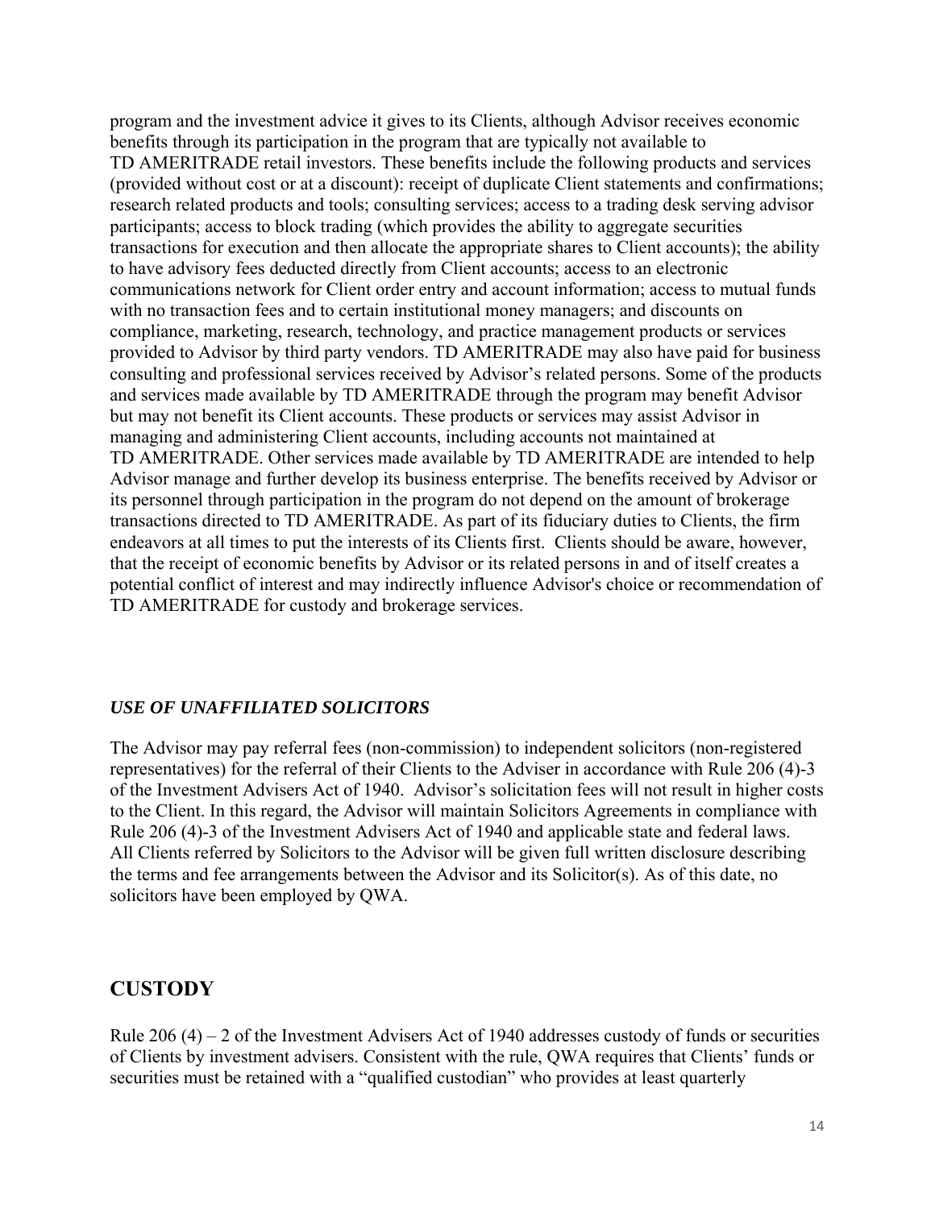program and the investment advice it gives to its Clients, although Advisor receives economic benefits through its participation in the program that are typically not available to TD AMERITRADE retail investors. These benefits include the following products and services (provided without cost or at a discount): receipt of duplicate Client statements and confirmations; research related products and tools; consulting services; access to a trading desk serving advisor participants; access to block trading (which provides the ability to aggregate securities transactions for execution and then allocate the appropriate shares to Client accounts); the ability to have advisory fees deducted directly from Client accounts; access to an electronic communications network for Client order entry and account information; access to mutual funds with no transaction fees and to certain institutional money managers; and discounts on compliance, marketing, research, technology, and practice management products or services provided to Advisor by third party vendors. TD AMERITRADE may also have paid for business consulting and professional services received by Advisor's related persons. Some of the products and services made available by TD AMERITRADE through the program may benefit Advisor but may not benefit its Client accounts. These products or services may assist Advisor in managing and administering Client accounts, including accounts not maintained at TD AMERITRADE. Other services made available by TD AMERITRADE are intended to help Advisor manage and further develop its business enterprise. The benefits received by Advisor or its personnel through participation in the program do not depend on the amount of brokerage transactions directed to TD AMERITRADE. As part of its fiduciary duties to Clients, the firm endeavors at all times to put the interests of its Clients first. Clients should be aware, however, that the receipt of economic benefits by Advisor or its related persons in and of itself creates a potential conflict of interest and may indirectly influence Advisor's choice or recommendation of TD AMERITRADE for custody and brokerage services.

### *USE OF UNAFFILIATED SOLICITORS*

The Advisor may pay referral fees (non-commission) to independent solicitors (non-registered representatives) for the referral of their Clients to the Adviser in accordance with Rule 206 (4)-3 of the Investment Advisers Act of 1940. Advisor's solicitation fees will not result in higher costs to the Client. In this regard, the Advisor will maintain Solicitors Agreements in compliance with Rule 206 (4)-3 of the Investment Advisers Act of 1940 and applicable state and federal laws. All Clients referred by Solicitors to the Advisor will be given full written disclosure describing the terms and fee arrangements between the Advisor and its Solicitor(s). As of this date, no solicitors have been employed by QWA.

## CUSTODY

Rule 206 (4) – 2 of the Investment Advisers Act of 1940 addresses custody of funds or securities of Clients by investment advisers. Consistent with the rule, QWA requires that Clients' funds or securities must be retained with a "qualified custodian" who provides at least quarterly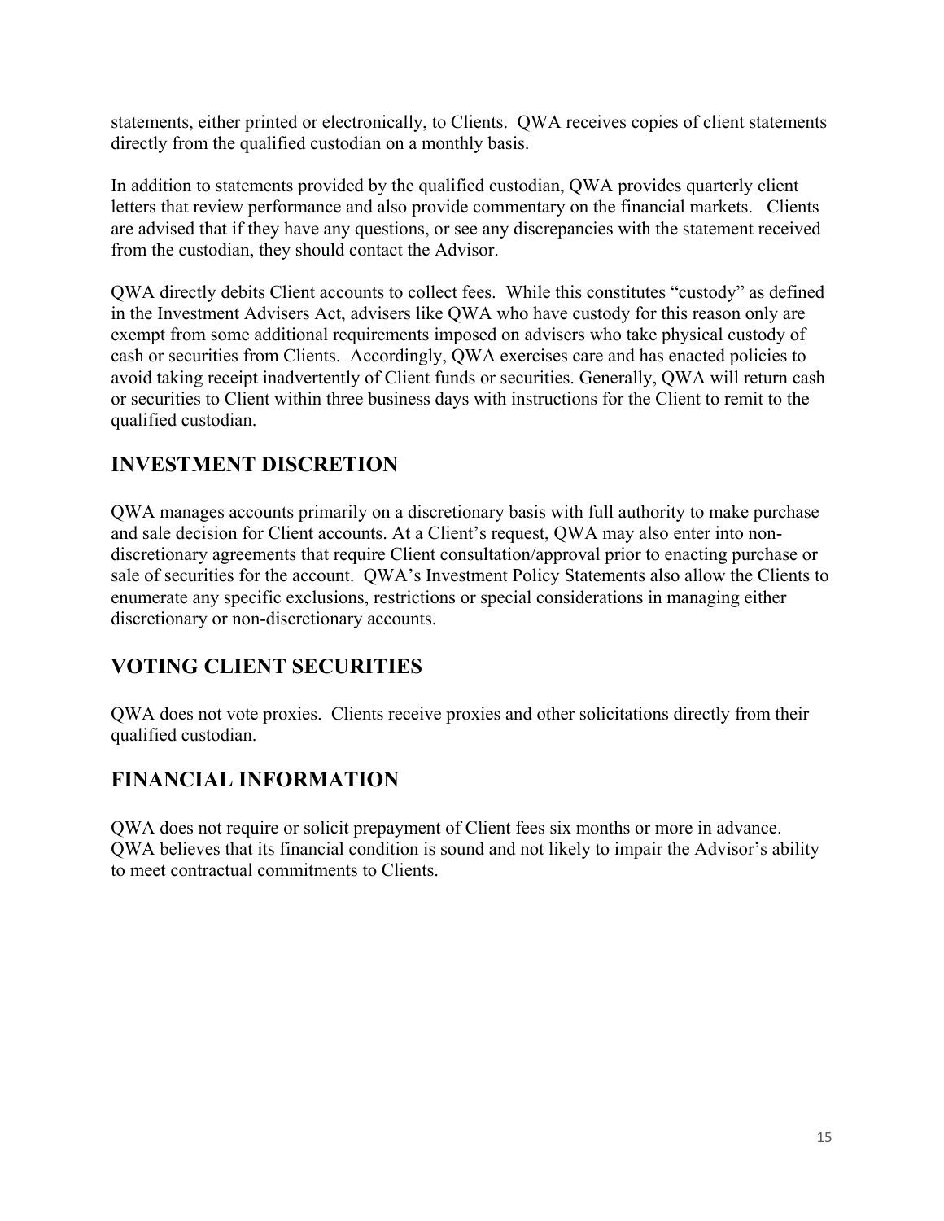statements, either printed or electronically, to Clients. QWA receives copies of client statements directly from the qualified custodian on a monthly basis.

In addition to statements provided by the qualified custodian, QWA provides quarterly client letters that review performance and also provide commentary on the financial markets. Clients are advised that if they have any questions, or see any discrepancies with the statement received from the custodian, they should contact the Advisor.

QWA directly debits Client accounts to collect fees. While this constitutes "custody" as defined in the Investment Advisers Act, advisers like QWA who have custody for this reason only are exempt from some additional requirements imposed on advisers who take physical custody of cash or securities from Clients. Accordingly, QWA exercises care and has enacted policies to avoid taking receipt inadvertently of Client funds or securities. Generally, QWA will return cash or securities to Client within three business days with instructions for the Client to remit to the qualified custodian.

## INVESTMENT DISCRETION

QWA manages accounts primarily on a discretionary basis with full authority to make purchase and sale decision for Client accounts. At a Client's request, QWA may also enter into non-discretionary agreements that require Client consultation/approval prior to enacting purchase or sale of securities for the account. QWA's Investment Policy Statements also allow the Clients to enumerate any specific exclusions, restrictions or special considerations in managing either discretionary or non-discretionary accounts.

## VOTING CLIENT SECURITIES

QWA does not vote proxies. Clients receive proxies and other solicitations directly from their qualified custodian.

## FINANCIAL INFORMATION

QWA does not require or solicit prepayment of Client fees six months or more in advance. QWA believes that its financial condition is sound and not likely to impair the Advisor's ability to meet contractual commitments to Clients.